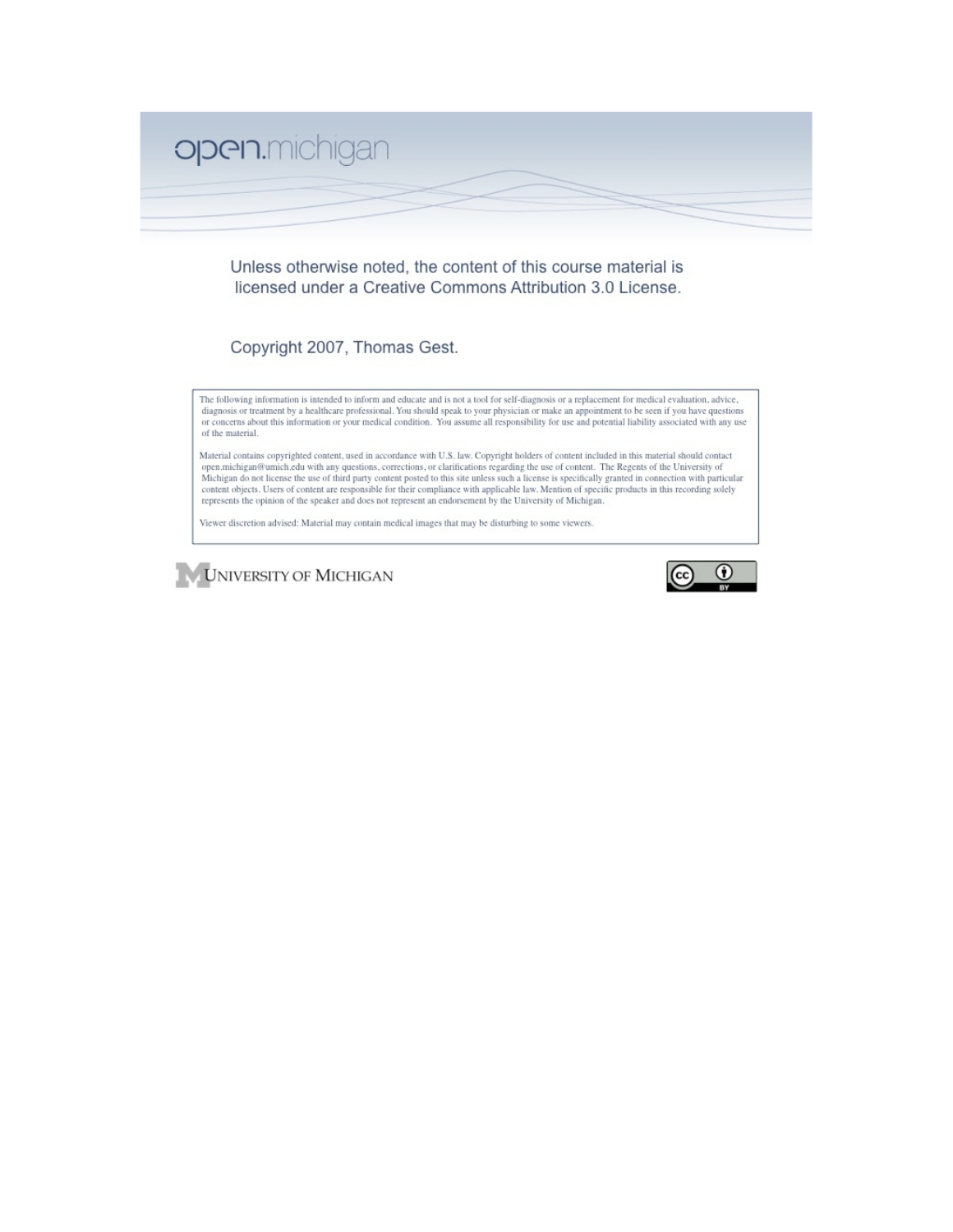open.michigan

Unless otherwise noted, the content of this course material is licensed under a Creative Commons Attribution 3.0 License.

Copyright 2007, Thomas Gest.

The following information is intended to inform and educate and is not a tool for self-diagnosis or a replacement for medical evaluation, advice, diagnosis or treatment by a healthcare professional. You should speak to your physician or make an appointment to be seen if you have questions or concerns about this information or your medical condition. You assume all responsibility for use and potential liability associated with any use of the material.

Material contains copyrighted content, used in accordance with U.S. law. Copyright holders of content included in this material should contact open.michigan@umich.edu with any questions, corrections, or clarifications regarding the use of content. The Regents of the University of Michigan do not license the use of third party content posted to this site unless such a license is specifically granted in connection with particular content objects. Users of content are responsible for their compliance with applicable law. Mention of specific products in this recording solely represents the opinion of the speaker and does not represent an endorsement by the University of Michigan.

Viewer discretion advised: Material may contain medical images that may be disturbing to some viewers.

UNIVERSITY OF MICHIGAN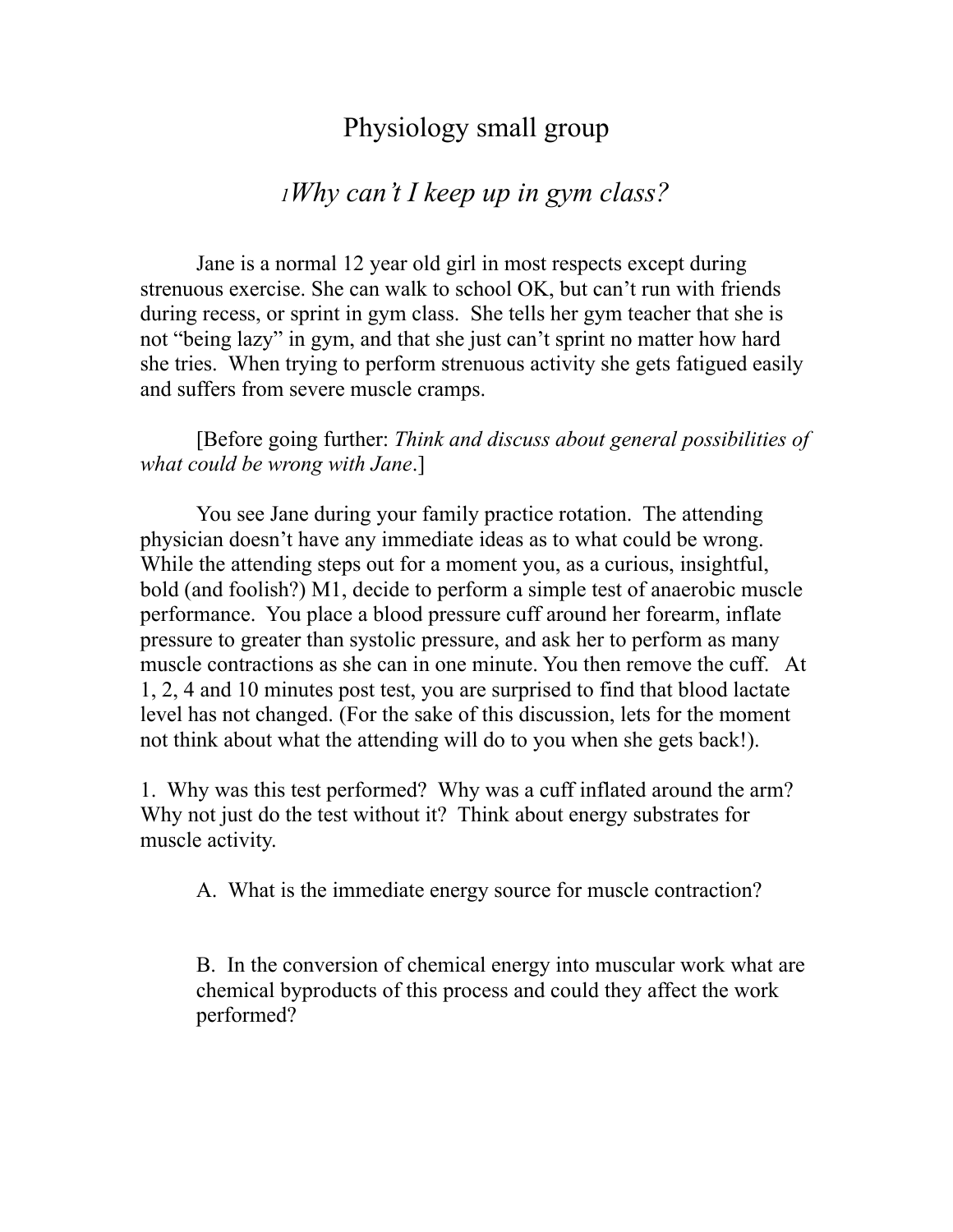# Physiology small group

## [1]*Why can't I keep up in gym class?*

Jane is a normal 12 year old girl in most respects except during strenuous exercise. She can walk to school OK, but can't run with friends during recess, or sprint in gym class. She tells her gym teacher that she is not "being lazy" in gym, and that she just can't sprint no matter how hard she tries. When trying to perform strenuous activity she gets fatigued easily and suffers from severe muscle cramps.

[Before going further: *Think and discuss about general possibilities of what could be wrong with Jane*.]

You see Jane during your family practice rotation. The attending physician doesn't have any immediate ideas as to what could be wrong. While the attending steps out for a moment you, as a curious, insightful, bold (and foolish?) M1, decide to perform a simple test of anaerobic muscle performance. You place a blood pressure cuff around her forearm, inflate pressure to greater than systolic pressure, and ask her to perform as many muscle contractions as she can in one minute. You then remove the cuff. At 1, 2, 4 and 10 minutes post test, you are surprised to find that blood lactate level has not changed. (For the sake of this discussion, lets for the moment not think about what the attending will do to you when she gets back!).

1. Why was this test performed? Why was a cuff inflated around the arm? Why not just do the test without it? Think about energy substrates for muscle activity.

   A. What is the immediate energy source for muscle contraction?

   B. In the conversion of chemical energy into muscular work what are chemical byproducts of this process and could they affect the work performed?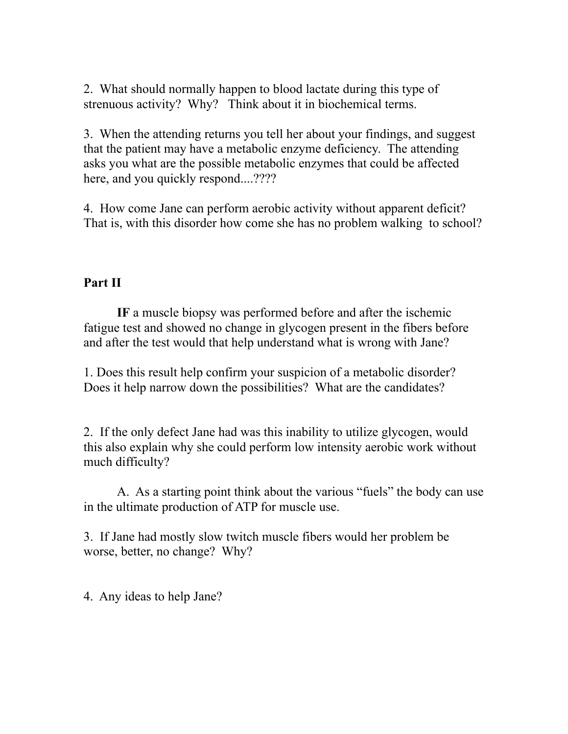2. What should normally happen to blood lactate during this type of strenuous activity? Why? Think about it in biochemical terms.

3. When the attending returns you tell her about your findings, and suggest that the patient may have a metabolic enzyme deficiency. The attending asks you what are the possible metabolic enzymes that could be affected here, and you quickly respond....????

4. How come Jane can perform aerobic activity without apparent deficit? That is, with this disorder how come she has no problem walking to school?

**Part II**

**IF** a muscle biopsy was performed before and after the ischemic fatigue test and showed no change in glycogen present in the fibers before and after the test would that help understand what is wrong with Jane?

1. Does this result help confirm your suspicion of a metabolic disorder? Does it help narrow down the possibilities? What are the candidates?

2. If the only defect Jane had was this inability to utilize glycogen, would this also explain why she could perform low intensity aerobic work without much difficulty?

A. As a starting point think about the various "fuels" the body can use in the ultimate production of ATP for muscle use.

3. If Jane had mostly slow twitch muscle fibers would her problem be worse, better, no change? Why?

4. Any ideas to help Jane?